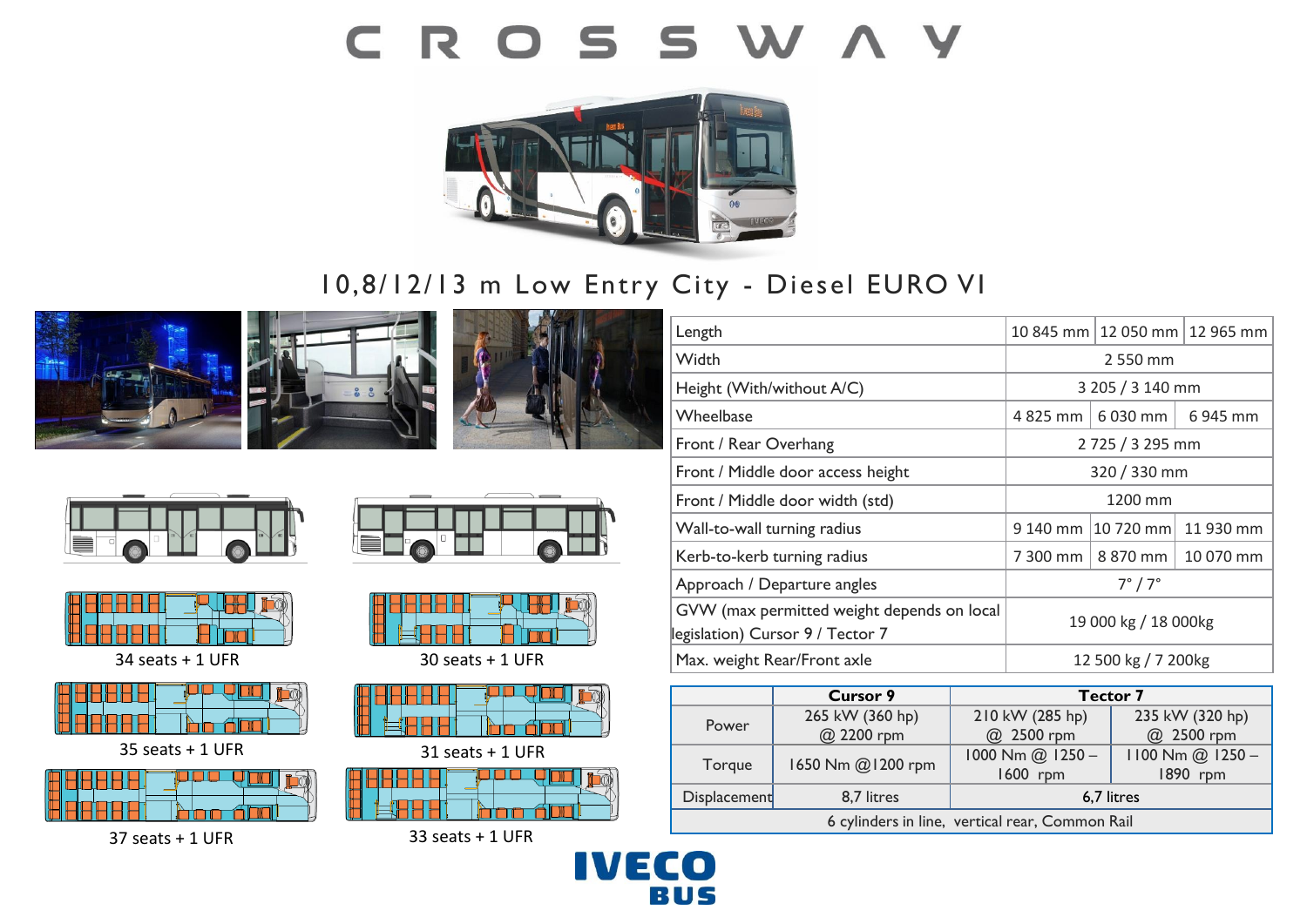# CROSSWAY

## 10,8/12/13 m Low Entry City - Diesel EURO VI

34 seats + 1 UFR

30 seats + 1 UFR

35 seats + 1 UFR

31 seats + 1 UFR

37 seats + 1 UFR

33 seats + 1 UFR

| | | | |
|---|---|---|---|
| Length | 10 845 mm | 12 050 mm | 12 965 mm |
| Width | 2 550 mm | | |
| Height (With/without A/C) | 3 205 / 3 140 mm | | |
| Wheelbase | 4 825 mm | 6 030 mm | 6 945 mm |
| Front / Rear Overhang | 2 725 / 3 295 mm | | |
| Front / Middle door access height | 320 / 330 mm | | |
| Front / Middle door width (std) | 1200 mm | | |
| Wall-to-wall turning radius | 9 140 mm | 10 720 mm | 11 930 mm |
| Kerb-to-kerb turning radius | 7 300 mm | 8 870 mm | 10 070 mm |
| Approach / Departure angles | 7° / 7° | | |
| GVW (max permitted weight depends on local legislation) Cursor 9 / Tector 7 | 19 000 kg / 18 000kg | | |
| Max. weight Rear/Front axle | 12 500 kg / 7 200kg | | |

| | Cursor 9 | Tector 7 | |
|---|---|---|---|
| Power | 265 kW (360 hp) @ 2200 rpm | 210 kW (285 hp) @ 2500 rpm | 235 kW (320 hp) @ 2500 rpm |
| Torque | 1650 Nm @1200 rpm | 1000 Nm @ 1250 – 1600 rpm | 1100 Nm @ 1250 – 1890 rpm |
| Displacement | 8,7 litres | 6,7 litres | |
| 6 cylinders in line, vertical rear, Common Rail | | | |

IVECO BUS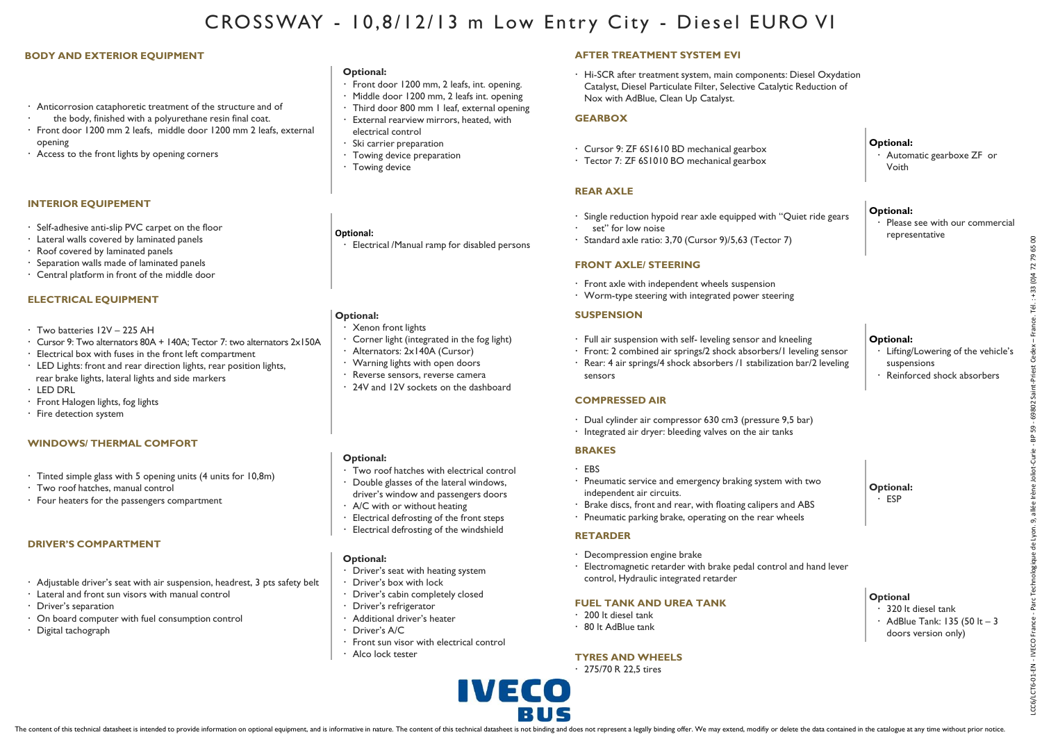# CROSSWAY - 10,8/12/13 m Low Entry City - Diesel EURO VI

## BODY AND EXTERIOR EQUIPMENT

- Anticorrosion cataphoretic treatment of the structure and of the body, finished with a polyurethane resin final coat.
- Front door 1200 mm 2 leafs, middle door 1200 mm 2 leafs, external opening
- Access to the front lights by opening corners

**Optional:**

- Front door 1200 mm, 2 leafs, int. opening.
- Middle door 1200 mm, 2 leafs int. opening
- Third door 800 mm 1 leaf, external opening
- External rearview mirrors, heated, with electrical control
- Ski carrier preparation
- Towing device preparation
- Towing device

## INTERIOR EQUIPEMENT

- Self-adhesive anti-slip PVC carpet on the floor
- Lateral walls covered by laminated panels
- Roof covered by laminated panels
- Separation walls made of laminated panels
- Central platform in front of the middle door

**Optional:**

- Electrical /Manual ramp for disabled persons

## ELECTRICAL EQUIPMENT

- Two batteries 12V – 225 AH
- Cursor 9: Two alternators 80A + 140A; Tector 7: two alternators 2x150A
- Electrical box with fuses in the front left compartment
- LED Lights: front and rear direction lights, rear position lights, rear brake lights, lateral lights and side markers
- LED DRL
- Front Halogen lights, fog lights
- Fire detection system

**Optional:**

- Xenon front lights
- Corner light (integrated in the fog light)
- Alternators: 2x140A (Cursor)
- Warning lights with open doors
- Reverse sensors, reverse camera
- 24V and 12V sockets on the dashboard

## WINDOWS/ THERMAL COMFORT

- Tinted simple glass with 5 opening units (4 units for 10,8m)
- Two roof hatches, manual control
- Four heaters for the passengers compartment

**Optional:**

- Two roof hatches with electrical control
- Double glasses of the lateral windows, driver's window and passengers doors
- A/C with or without heating
- Electrical defrosting of the front steps
- Electrical defrosting of the windshield

## DRIVER'S COMPARTMENT

- Adjustable driver's seat with air suspension, headrest, 3 pts safety belt
- Lateral and front sun visors with manual control
- Driver's separation
- On board computer with fuel consumption control
- Digital tachograph

**Optional:**

- Driver's seat with heating system
- Driver's box with lock
- Driver's cabin completely closed
- Driver's refrigerator
- Additional driver's heater
- Driver's A/C
- Front sun visor with electrical control
- Alco lock tester

## AFTER TREATMENT SYSTEM EVI

- Hi-SCR after treatment system, main components: Diesel Oxydation Catalyst, Diesel Particulate Filter, Selective Catalytic Reduction of Nox with AdBlue, Clean Up Catalyst.

## GEARBOX

- Cursor 9: ZF 6S1610 BD mechanical gearbox
- Tector 7: ZF 6S1010 BO mechanical gearbox

**Optional:**

- Automatic gearboxe ZF or Voith

## REAR AXLE

- Single reduction hypoid rear axle equipped with "Quiet ride gears set" for low noise
- Standard axle ratio: 3,70 (Cursor 9)/5,63 (Tector 7)

**Optional:**

- Please see with our commercial representative

## FRONT AXLE/ STEERING

- Front axle with independent wheels suspension
- Worm-type steering with integrated power steering

## SUSPENSION

- Full air suspension with self- leveling sensor and kneeling
- Front: 2 combined air springs/2 shock absorbers/1 leveling sensor
- Rear: 4 air springs/4 shock absorbers /1 stabilization bar/2 leveling sensors

**Optional:**

- Lifting/Lowering of the vehicle's suspensions
- Reinforced shock absorbers

## COMPRESSED AIR

- Dual cylinder air compressor 630 cm3 (pressure 9,5 bar)
- Integrated air dryer: bleeding valves on the air tanks

## BRAKES

- EBS
- Pneumatic service and emergency braking system with two independent air circuits.
- Brake discs, front and rear, with floating calipers and ABS
- Pneumatic parking brake, operating on the rear wheels

**Optional:**

- ESP

## RETARDER

- Decompression engine brake
- Electromagnetic retarder with brake pedal control and hand lever control, Hydraulic integrated retarder

## FUEL TANK AND UREA TANK

- 200 lt diesel tank
- 80 lt AdBlue tank

**Optional**

- 320 lt diesel tank
- AdBlue Tank: 135 (50 lt – 3 doors version only)

## TYRES AND WHEELS

- 275/70 R 22,5 tires

IVECO BUS

LCC6/LCT6-01-EN - IVECO France - Parc Technologique de Lyon, 9, allée Irène Joliot-Curie - BP 59 - 69802 Saint-Priest Cedex – France. Tél. : +33 (0)4 72 79 65 00

The content of this technical datasheet is intended to provide information on optional equipment, and is informative in nature. The content of this technical datasheet is not binding and does not represent a legally binding offer. We may extend, modify or delete the data contained in the catalogue at any time without prior notice.